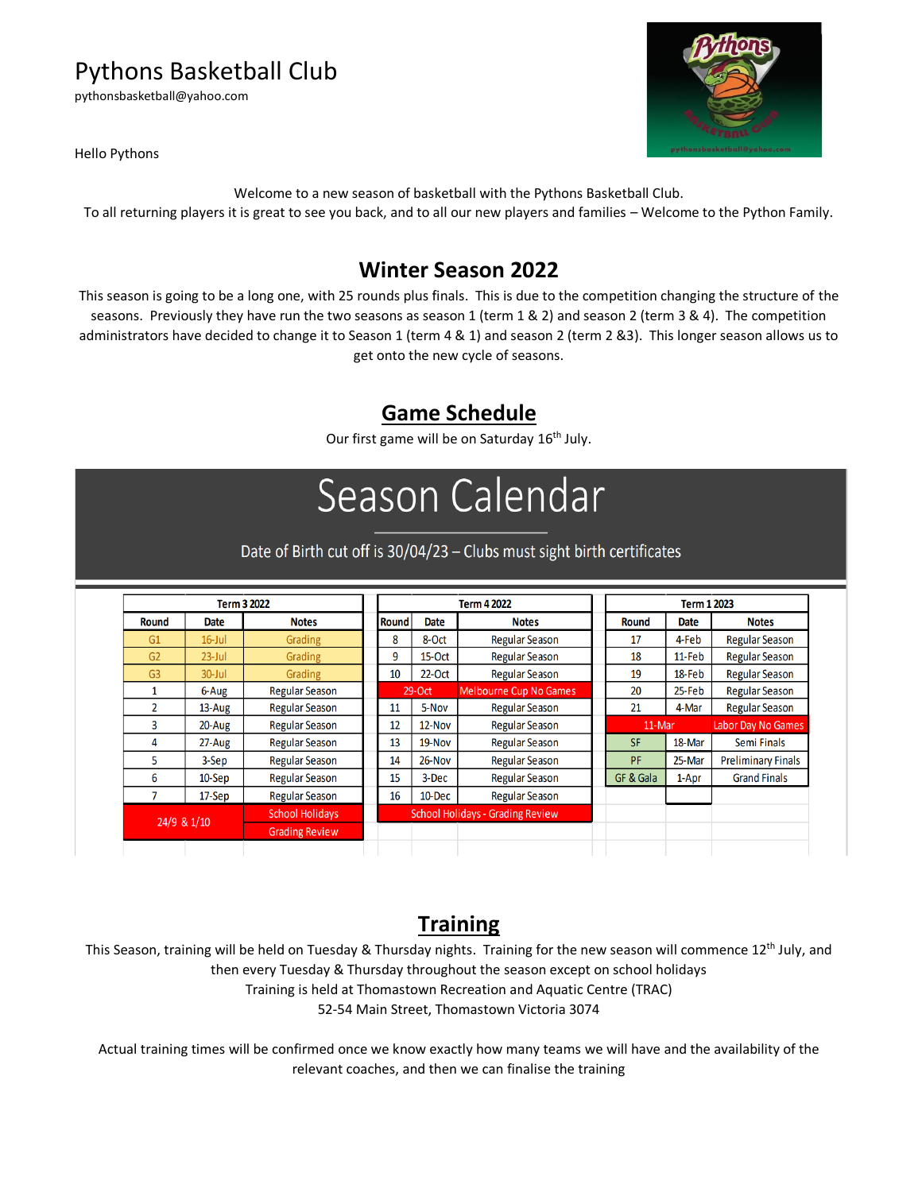# Pythons Basketball Club

pythonsbasketball@yahoo.com

Hello Pythons

Welcome to a new season of basketball with the Pythons Basketball Club.
To all returning players it is great to see you back, and to all our new players and families – Welcome to the Python Family.

## Winter Season 2022

This season is going to be a long one, with 25 rounds plus finals. This is due to the competition changing the structure of the seasons. Previously they have run the two seasons as season 1 (term 1 & 2) and season 2 (term 3 & 4). The competition administrators have decided to change it to Season 1 (term 4 & 1) and season 2 (term 2 &3). This longer season allows us to get onto the new cycle of seasons.

## Game Schedule

Our first game will be on Saturday 16th July.

## Season Calendar

Date of Birth cut off is 30/04/23 – Clubs must sight birth certificates

**Term 3 2022**

| Round | Date | Notes |
|---|---|---|
| G1 | 16-Jul | Grading |
| G2 | 23-Jul | Grading |
| G3 | 30-Jul | Grading |
| 1 | 6-Aug | Regular Season |
| 2 | 13-Aug | Regular Season |
| 3 | 20-Aug | Regular Season |
| 4 | 27-Aug | Regular Season |
| 5 | 3-Sep | Regular Season |
| 6 | 10-Sep | Regular Season |
| 7 | 17-Sep | Regular Season |
| 24/9 & 1/10 | | School Holidays / Grading Review |

**Term 4 2022**

| Round | Date | Notes |
|---|---|---|
| 8 | 8-Oct | Regular Season |
| 9 | 15-Oct | Regular Season |
| 10 | 22-Oct | Regular Season |
| | 29-Oct | Melbourne Cup No Games |
| 11 | 5-Nov | Regular Season |
| 12 | 12-Nov | Regular Season |
| 13 | 19-Nov | Regular Season |
| 14 | 26-Nov | Regular Season |
| 15 | 3-Dec | Regular Season |
| 16 | 10-Dec | Regular Season |
| | | School Holidays - Grading Review |

**Term 1 2023**

| Round | Date | Notes |
|---|---|---|
| 17 | 4-Feb | Regular Season |
| 18 | 11-Feb | Regular Season |
| 19 | 18-Feb | Regular Season |
| 20 | 25-Feb | Regular Season |
| 21 | 4-Mar | Regular Season |
| | 11-Mar | Labor Day No Games |
| SF | 18-Mar | Semi Finals |
| PF | 25-Mar | Preliminary Finals |
| GF & Gala | 1-Apr | Grand Finals |

## Training

This Season, training will be held on Tuesday & Thursday nights. Training for the new season will commence 12th July, and then every Tuesday & Thursday throughout the season except on school holidays
Training is held at Thomastown Recreation and Aquatic Centre (TRAC)
52-54 Main Street, Thomastown Victoria 3074

Actual training times will be confirmed once we know exactly how many teams we will have and the availability of the relevant coaches, and then we can finalise the training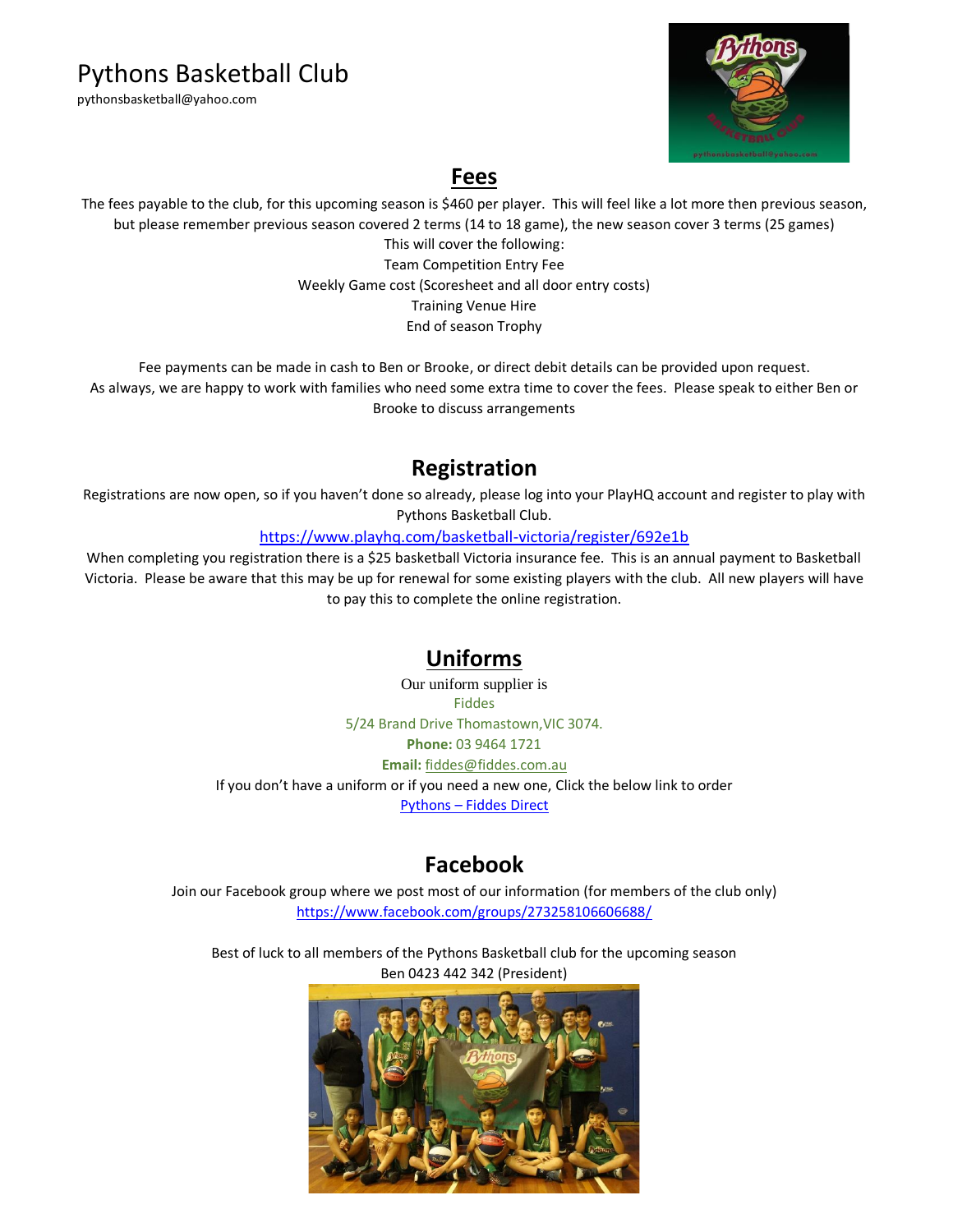# Pythons Basketball Club

pythonsbasketball@yahoo.com

## Fees

The fees payable to the club, for this upcoming season is $460 per player. This will feel like a lot more then previous season, but please remember previous season covered 2 terms (14 to 18 game), the new season cover 3 terms (25 games)

This will cover the following:

Team Competition Entry Fee

Weekly Game cost (Scoresheet and all door entry costs)

Training Venue Hire

End of season Trophy

Fee payments can be made in cash to Ben or Brooke, or direct debit details can be provided upon request.

As always, we are happy to work with families who need some extra time to cover the fees. Please speak to either Ben or Brooke to discuss arrangements

## Registration

Registrations are now open, so if you haven't done so already, please log into your PlayHQ account and register to play with Pythons Basketball Club.

https://www.playhq.com/basketball-victoria/register/692e1b

When completing you registration there is a $25 basketball Victoria insurance fee. This is an annual payment to Basketball Victoria. Please be aware that this may be up for renewal for some existing players with the club. All new players will have to pay this to complete the online registration.

## Uniforms

Our uniform supplier is

Fiddes

5/24 Brand Drive Thomastown,VIC 3074.

**Phone:** 03 9464 1721

**Email:** fiddes@fiddes.com.au

If you don't have a uniform or if you need a new one, Click the below link to order

Pythons – Fiddes Direct

## Facebook

Join our Facebook group where we post most of our information (for members of the club only)

https://www.facebook.com/groups/273258106606688/

Best of luck to all members of the Pythons Basketball club for the upcoming season

Ben 0423 442 342 (President)